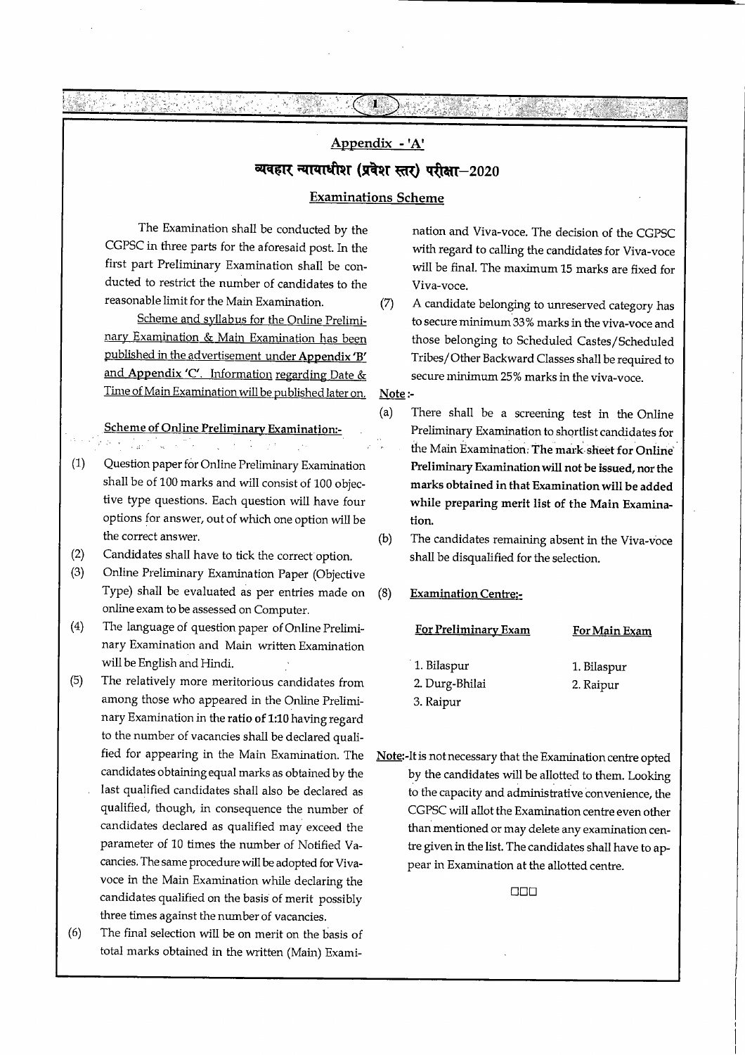## Appendix - 'A'

## व्यवहार न्यायाधीश (प्रवेश स्तर) परीक्षा–2020

### Examinations Scheme

The Examination shall be conducted by the CGPSC in three parts for the aforesaid post. In the first part Preliminary Examination shall be conducted to restrict the number of candidates to the reasonable limit for the Main Examination.

Scheme and syllabus for the Online Preliminary Examination & Main Examination has been published in the advertisement under **Appendix 'B'** and **Appendix 'C'**. Information regarding Date & Time of Main Examination will be published later on.

**Scheme of Online Preliminary Examination:-**

(1) Question paper for Online Preliminary Examination shall be of 100 marks and will consist of 100 objective type questions. Each question will have four options for answer, out of which one option will be the correct answer.

(2) Candidates shall have to tick the correct option.

(3) Online Preliminary Examination Paper (Objective Type) shall be evaluated as per entries made on online exam to be assessed on Computer.

(4) The language of question paper of Online Preliminary Examination and Main written Examination will be English and Hindi.

(5) The relatively more meritorious candidates from among those who appeared in the Online Preliminary Examination in the **ratio of 1:10** having regard to the number of vacancies shall be declared qualified for appearing in the Main Examination. The candidates obtaining equal marks as obtained by the last qualified candidates shall also be declared as qualified, though, in consequence the number of candidates declared as qualified may exceed the parameter of 10 times the number of Notified Vacancies. The same procedure will be adopted for Viva-voce in the Main Examination while declaring the candidates qualified on the basis of merit possibly three times against the number of vacancies.

(6) The final selection will be on merit on the basis of total marks obtained in the written (Main) Examination and Viva-voce. The decision of the CGPSC with regard to calling the candidates for Viva-voce will be final. The maximum 15 marks are fixed for Viva-voce.

(7) A candidate belonging to unreserved category has to secure minimum 33% marks in the viva-voce and those belonging to Scheduled Castes/Scheduled Tribes/Other Backward Classes shall be required to secure minimum 25% marks in the viva-voce.

**Note :-**

(a) There shall be a screening test in the Online Preliminary Examination to shortlist candidates for the Main Examination. **The mark sheet for Online Preliminary Examination will not be issued, nor the marks obtained in that Examination will be added while preparing merit list of the Main Examination.**

(b) The candidates remaining absent in the Viva-voce shall be disqualified for the selection.

(8) **Examination Centre:-**

| For Preliminary Exam | For Main Exam |
|---|---|
| 1. Bilaspur | 1. Bilaspur |
| 2. Durg-Bhilai | 2. Raipur |
| 3. Raipur | |

**Note:-** It is not necessary that the Examination centre opted by the candidates will be allotted to them. Looking to the capacity and administrative convenience, the CGPSC will allot the Examination centre even other than mentioned or may delete any examination centre given in the list. The candidates shall have to appear in Examination at the allotted centre.

□□□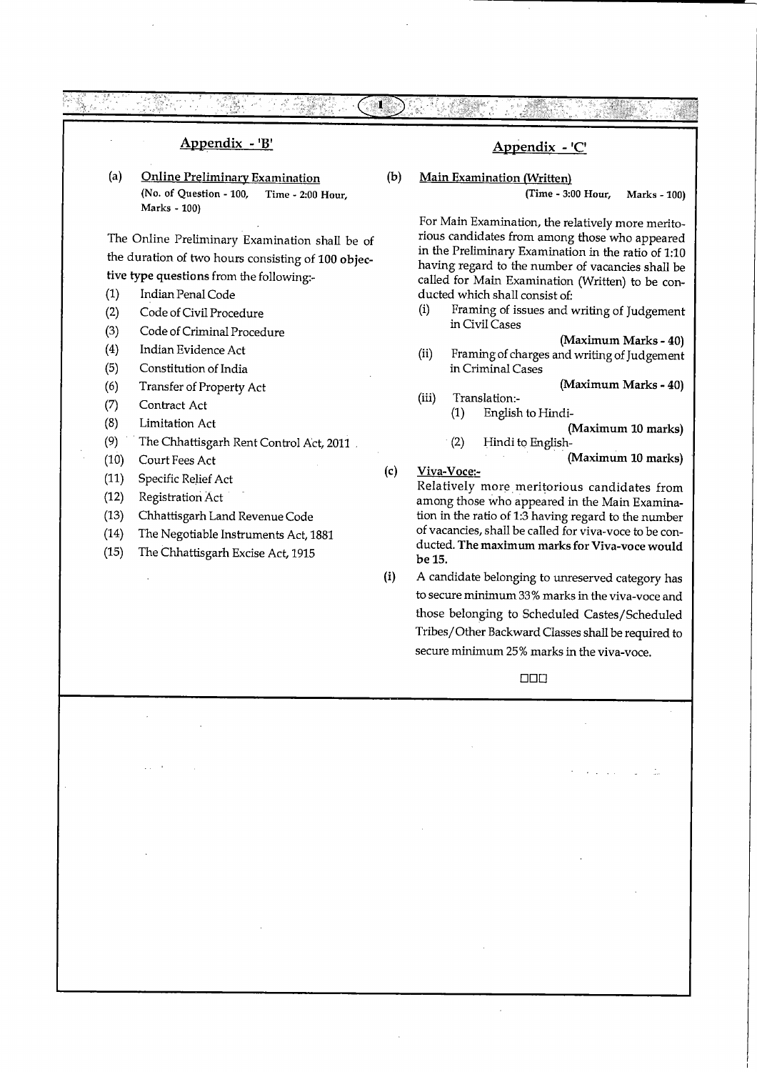## Appendix - 'B'

**(a) Online Preliminary Examination**

**(No. of Question - 100, Time - 2:00 Hour, Marks - 100)**

The Online Preliminary Examination shall be of the duration of two hours consisting of **100 objective type questions** from the following:-

(1) Indian Penal Code
(2) Code of Civil Procedure
(3) Code of Criminal Procedure
(4) Indian Evidence Act
(5) Constitution of India
(6) Transfer of Property Act
(7) Contract Act
(8) Limitation Act
(9) The Chhattisgarh Rent Control Act, 2011
(10) Court Fees Act
(11) Specific Relief Act
(12) Registration Act
(13) Chhattisgarh Land Revenue Code
(14) The Negotiable Instruments Act, 1881
(15) The Chhattisgarh Excise Act, 1915

## Appendix - 'C'

**(b) Main Examination (Written)**

**(Time - 3:00 Hour, Marks - 100)**

For Main Examination, the relatively more meritorious candidates from among those who appeared in the Preliminary Examination in the ratio of 1:10 having regard to the number of vacancies shall be called for Main Examination (Written) to be conducted which shall consist of:

(i) Framing of issues and writing of Judgement in Civil Cases **(Maximum Marks - 40)**

(ii) Framing of charges and writing of Judgement in Criminal Cases **(Maximum Marks - 40)**

(iii) Translation:-
  (1) English to Hindi- **(Maximum 10 marks)**
  (2) Hindi to English- **(Maximum 10 marks)**

**(c) Viva-Voce:-**

Relatively more meritorious candidates from among those who appeared in the Main Examination in the ratio of 1:3 having regard to the number of vacancies, shall be called for viva-voce to be conducted. **The maximum marks for Viva-voce would be 15.**

(i) A candidate belonging to unreserved category has to secure minimum 33% marks in the viva-voce and those belonging to Scheduled Castes/Scheduled Tribes/Other Backward Classes shall be required to secure minimum 25% marks in the viva-voce.

□□□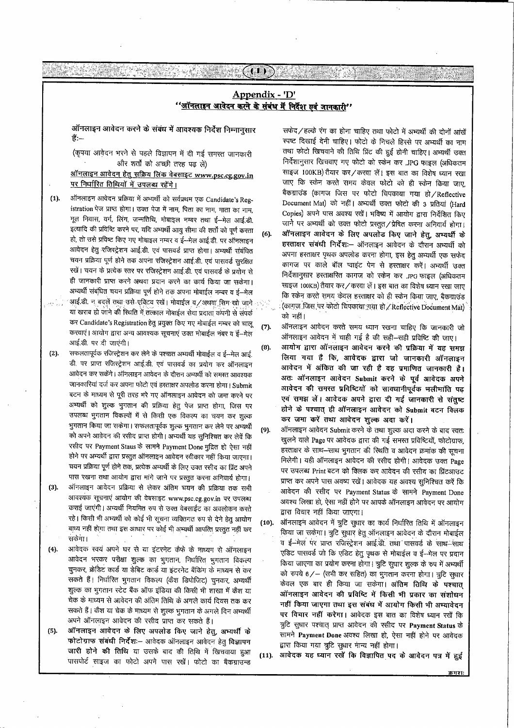## Appendix - 'D'

### "ऑनलाइन आवेदन करने के संबंध में निर्देश एवं जानकारी"

ऑनलाइन आवेदन करने के संबंध में आवश्यक निर्देश निम्नानुसार हैं:–

(कृपया आवेदन भरने से पहले विज्ञापन में दी गई समस्त जानकारी और शर्तों को अच्छी तरह पढ़ लें)

**ऑनलाइन आवेदन हेतु सक्रिय लिंक वेबसाइट www.psc.cg.gov.in पर निर्धारित तिथियों में उपलब्ध रहेंगे।**

(1). ऑनलाइन आवेदन प्रक्रिया में अभ्यर्थी को सर्वप्रथम एक Candidate's Registration पेज प्राप्त होगा। उक्त पेज में नाम, पिता का नाम, माता का नाम, मूल निवास, वर्ग, लिंग, जन्मतिथि, मोबाइल नम्बर तथा ई–मेल आई.डी. इत्यादि की प्रविष्टि करने पर, यदि अभ्यर्थी आयु सीमा की शर्तों को पूर्ण करता हो, तो उसे प्रविष्ट किए गए मोबाइल नम्बर व ई–मेल आई.डी. पर ऑनलाइन आवेदन हेतु रजिस्ट्रेशन आई.डी. एवं पासवर्ड प्राप्त होगा। अभ्यर्थी संबंधित चयन प्रक्रिया पूर्ण होने तक अपना रजिस्ट्रेशन आई.डी. एवं पासवर्ड सुरक्षित रखें। चयन के प्रत्येक स्तर पर रजिस्ट्रेशन आई.डी. एवं पासवर्ड के प्रयोग से ही जानकारी प्राप्त करने अथवा प्रदान करने का कार्य किया जा सकेगा। अभ्यर्थी संबंधित चयन प्रक्रिया पूर्ण होने तक अपना मोबाईल नम्बर व ई–मेल आई.डी. न बदलें तथा उसे एक्टिव रखें। मोबाईल व/अथवा सिम खो जाने या खराब हो जाने की स्थिति में तत्काल मोबाईल सेवा प्रदाता कंपनी से संपर्क कर Candidate's Registration हेतु प्रयुक्त किए गए मोबाईल नम्बर को चालू करवाएं। आयोग द्वारा अन्य आवश्यक सूचनाएं उक्त मोबाईल नंबर व ई–मेल आई.डी. पर दी जाएंगी।

(2). सफलतापूर्वक रजिस्ट्रेशन कर लेने के पश्चात अभ्यर्थी मोबाईल व ई–मेल आई.डी. पर प्राप्त रजिस्ट्रेशन आई.डी. एवं पासवर्ड का प्रयोग कर ऑनलाइन आवेदन कर सकेंगे। ऑनलाइन आवेदन के दौरान अभ्यर्थी को समस्त आवश्यक जानकारियां दर्ज कर अपना फोटो एवं हस्ताक्षर अपलोड करना होगा। Submit बटन के माध्यम से पूरी तरह भरे गए ऑनलाइन आवेदन को जमा करने पर अभ्यर्थी को शुल्क भुगतान की प्रक्रिया हेतु पेज प्राप्त होगा, जिस पर उपलब्ध भुगतान विकल्पों में से किसी एक विकल्प का चयन कर शुल्क भुगतान किया जा सकेगा। सफलतापूर्वक शुल्क भुगतान कर लेने पर अभ्यर्थी को अपने आवेदन की रसीद प्राप्त होगी। अभ्यर्थी यह सुनिश्चित कर लेवें कि रसीद पर Payment Staus के सामने Payment Done मुद्रित हो ऐसा नहीं होने पर अभ्यर्थी द्वारा प्रस्तुत ऑनलाइन आवेदन स्वीकार नहीं किया जाएगा। चयन प्रक्रिया पूर्ण होने तक, प्रत्येक अभ्यर्थी के लिए उक्त रसीद का प्रिंट अपने पास रखना तथा आयोग द्वारा मांगे जाने पर प्रस्तुत करना अनिवार्य होगा।

(3). ऑनलाइन आवेदन प्रक्रिया से लेकर अंतिम चयन की प्रक्रिया तक सभी आवश्यक सूचनाएं आयोग की वेबसाइट www.psc.cg.gov.in पर उपलब्ध कराई जाएंगी। अभ्यर्थी नियमित रुप से उक्त वेबसाईट का अवलोकन करते रहे। किसी भी अभ्यर्थी को कोई भी सूचना व्यक्तिगत रुप से देने हेतु आयोग बाध्य नहीं होगा तथा इस आधार पर कोई भी अभ्यर्थी आपत्ति प्रस्तुत नहीं कर सकेगा।

(4). आवेदक स्वयं अपने घर से या इंटरनेट कैफे के माध्यम से ऑनलाइन आवेदन भरकर परीक्षा शुल्क का भुगतान, निर्धारित भुगतान विकल्प चुनकर, क्रेडिट कार्ड या डेबिट कार्ड या इंटरनेट बैंकिंग के माध्यम से कर सकते हैं। निर्धारित भुगतान विकल्प (कैश डिपोजिट) चुनकर, अभ्यर्थी शुल्क का भुगतान स्टेट बैंक ऑफ इंडिया की किसी भी शाखा में कैश या चेक के माध्यम से आवेदन की अंतिम तिथि के अगले कार्य दिवस तक कर सकते हैं। कैश या चेक के माध्यम से शुल्क भुगतान के अगले दिन अभ्यर्थी अपने ऑनलाइन आवेदन की रसीद प्राप्त कर सकते हैं।

(5). **ऑनलाइन आवेदन के लिए अपलोड किए जाने हेतु, अभ्यर्थी के फोटोग्राफ संबंधी निर्देश:– आवेदक ऑनलाइन आवेदन हेतु विज्ञापन जारी होने की तिथि** या उसके बाद की तिथि में खिचवाया हुआ पासपोर्ट साइज का फोटो अपने पास रखें। फोटो का बैकग्राउन्ड सफेद/हल्के रंग का होना चाहिए तथा फोटो में अभ्यर्थी की दोनों आंखें स्पष्ट दिखाई देनी चाहिए। फोटो के निचले हिस्से पर अभ्यर्थी का नाम तथा फोटो खिचवाने की तिथि प्रिंट की हुई होनी चाहिए। अभ्यर्थी उक्त निर्देशानुसार खिचवाए गए फोटो को स्कैन कर .JPG फाइल (अधिकतम साइज 100KB) तैयार कर/करवा लें। इस बात का विशेष ध्यान रखा जाए कि स्कैन करते समय केवल फोटो को ही स्कैन किया जाए, बैकग्राउंड (कागज जिस पर फोटो चिपकाया गया हो/Reflective Document Mat) को नहीं। अभ्यर्थी उक्त फोटो की 3 प्रतियां (Hard Copies) अपने पास अवश्य रखें। भविष्य में आयोग द्वारा निर्देशित किए जाने पर अभ्यर्थी को उक्त फोटो प्रस्तुत/प्रेषित करना अनिवार्य होगा।

(6). **ऑनलाइन आवेदन के लिए अपलोड किए जाने हेतु, अभ्यर्थी के हस्ताक्षर संबंधी निर्देश:–** ऑनलाइन आवेदन के दौरान अभ्यर्थी को अपना हस्ताक्षर पृथक अपलोड करना होगा, इस हेतु अभ्यर्थी एक सफेद कागज पर काले बॉल प्वाइंट पेन से हस्ताक्षर करें। अभ्यर्थी उक्त निर्देशानुसार हस्ताक्षरित कागज को स्कैन कर .JPG फाइल (अधिकतम साइज 100KB) तैयार कर/करवा लें। इस बात का विशेष ध्यान रखा जाए कि स्कैन करते समय केवल हस्ताक्षर को ही स्कैन किया जाए, बैकग्राउंड (कागज जिस पर फोटो चिपकाया गया हो/Reflective Document Mat) को नहीं।

(7). ऑनलाइन आवेदन करते समय ध्यान रखना चाहिए कि जानकारी जो ऑनलाइन आवेदन में चाही गई है की सही–सही प्रविष्टि की जाए।

(8). **आयोग द्वारा ऑनलाइन आवेदन करने की प्रक्रिया में यह समझ लिया गया है कि, आवेदक द्वारा जो जानकारी ऑनलाइन आवेदन में अंकित की जा रही है वह प्रमाणित जानकारी है। अतः ऑनलाइन आवेदन Submit करने के पूर्व आवेदक अपने आवेदन की समस्त प्रविष्टियों को सावधानीपूर्वक भलीभांति पढ़ एवं समझ लें। आवेदक अपने द्वारा दी गई जानकारी से संतुष्ट होने के पश्चात् ही ऑनलाइन आवेदन को Submit बटन क्लिक कर जमा करें तथा आवेदन शुल्क अदा करें।**

(9). ऑनलाइन आवेदन Submit करने के तथा शुल्क अदा करने के बाद स्वतः खुलने वाले Page पर आवेदक द्वारा की गई समस्त प्रविष्टियों, फोटोग्राफ, हस्ताक्षर के साथ–साथ भुगतान की स्थिति व आवेदन क्रमांक की सूचना मिलेगी। यही ऑनलाइन आवेदन की रसीद होगी। आवेदक उक्त Page पर उपलब्ध Print बटन को क्लिक कर आवेदन की रसीद का प्रिंटआउट प्राप्त कर अपने पास अवश्य रखें। आवेदक यह अवश्य सुनिश्चित करें कि आवेदन की रसीद पर Payment Status के सामने Payment Done अवश्य लिखा हो, ऐसा नहीं होने पर आपके ऑनलाइन आवेदन पर आयोग द्वारा विचार नहीं किया जाएगा।

(10). ऑनलाइन आवेदन में त्रुटि सुधार का कार्य निर्धारित तिथि में ऑनलाइन किया जा सकेगा। त्रुटि सुधार हेतु ऑनलाइन आवेदन के दौरान मोबाईल व ई–मेल पर प्राप्त रजिस्ट्रेशन आई.डी. तथा पासवर्ड के साथ–साथ एडिट पासवर्ड जो कि एडिट हेतु पृथक से मोबाईल व ई–मेल पर प्रदान किया जाएगा का प्रयोग करना होगा। त्रुटि सुधार शुल्क के रुप में अभ्यर्थी को रुपये 6/– (सभी कर सहित) का भुगतान करना होगा। त्रुटि सुधार केवल एक बार ही किया जा सकेगा। **अंतिम तिथि के पश्चात् ऑनलाइन आवेदन की प्रविष्टि में किसी भी प्रकार का संशोधन नहीं किया जाएगा तथा इस संबंध में आयोग किसी भी अभ्यावेदन पर विचार नहीं करेगा।** आवेदक इस बात का विशेष ध्यान रखें कि त्रुटि सुधार पश्चात् प्राप्त आवेदन की रसीद पर **Payment Status** के सामने **Payment Done** अवश्य लिखा हो, ऐसा नहीं होने पर आवेदक द्वारा किया गया त्रुटि सुधार मान्य नहीं होगा।

(11). आवेदक यह ध्यान रखें कि विज्ञापित पद के आवेदन पत्र में हुई

क्रमशः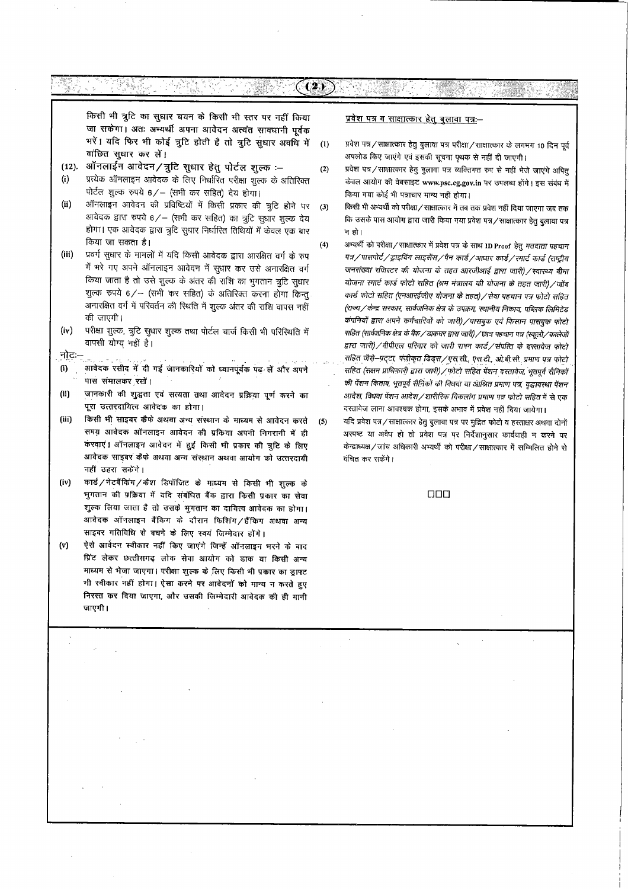किसी भी त्रुटि का सुधार चयन के किसी भी स्तर पर नहीं किया जा सकेगा। अतः अभ्यर्थी अपना आवेदन अत्यंत सावधानी पूर्वक भरें। यदि फिर भी कोई त्रुटि होती है तो त्रुटि सुधार अवधि में वांछित सुधार कर लें।

**(12). ऑनलाईन आवेदन/त्रुटि सुधार हेतु पोर्टल शुल्क :–**

(i) प्रत्येक ऑनलाइन आवेदक के लिए निर्धारित परीक्षा शुल्क के अतिरिक्त पोर्टल शुल्क रुपये 6/– (सभी कर सहित) देय होगा।

(ii) ऑनलाइन आवेदन की प्रविष्टियों में किसी प्रकार की त्रुटि होने पर आवेदक द्वारा रुपये 6/– (सभी कर सहित) का त्रुटि सुधार शुल्क देय होगा। एक आवेदक द्वारा त्रुटि सुधार निर्धारित तिथियों में केवल एक बार किया जा सकता है।

(iii) प्रवर्ग सुधार के मामलों में यदि किसी आवेदक द्वारा आरक्षित वर्ग के रुप में भरे गए अपने ऑनलाइन आवेदन में सुधार कर उसे अनारक्षित वर्ग किया जाता है तो उसे शुल्क के अंतर की राशि का भुगतान त्रुटि सुधार शुल्क रुपये 6/– (सभी कर सहित) के अतिरिक्त करना होगा किन्तु अनारक्षित वर्ग में परिवर्तन की स्थिति में शुल्क अंतर की राशि वापस नहीं की जाएगी।

(iv) परीक्षा शुल्क, त्रुटि सुधार शुल्क तथा पोर्टल चार्ज किसी भी परिस्थिति में वापसी योग्य नहीं है।

नोटः–

(i) आवेदक रसीद में दी गई जानकारियों को ध्यानपूर्वक पढ़ लें और अपने पास संभालकर रखें।

(ii) जानकारी की शुद्धता एवं सत्यता तथा आवेदन प्रक्रिया पूर्ण करने का पूरा उत्तरदायित्व आवेदक का होगा।

(iii) किसी भी साइबर कैफे अथवा अन्य संस्थान के माध्यम से आवेदन करते समय आवेदक ऑनलाइन आवेदन की प्रकिया अपनी निगरानी में ही करवाएं। ऑनलाइन आवेदन में हुई किसी भी प्रकार की त्रुटि के लिए आवेदक साइबर कैफे अथवा अन्य संस्थान अथवा आयोग को उत्तरदायी नहीं ठहरा सकेंगे।

(iv) कार्ड/नेटबैंकिंग/कैश डिपॉजिट के माध्यम से किसी भी शुल्क के भुगतान की प्रक्रिया में यदि संबंधित बैंक द्वारा किसी प्रकार का सेवा शुल्क लिया जाता है तो उसके भुगतान का दायित्व आवेदक का होगा। आवेदक ऑनलाइन बैंकिंग के दौरान फिशिंग/हैकिंग अथवा अन्य साइबर गतिविधि से बचने के लिए स्वयं जिम्मेदार होंगे।

(v) ऐसे आवेदन स्वीकार नहीं किए जाएंगे जिन्हें ऑनलाइन भरने के बाद प्रिंट लेकर छत्तीसगढ़ लोक सेवा आयोग को डाक या किसी अन्य माध्यम से भेजा जाएगा। परीक्षा शुल्क के लिए किसी भी प्रकार का ड्राफ्ट भी स्वीकार नहीं होगा। ऐसा करने पर आवेदनों को मान्य न करते हुए निरस्त कर दिया जाएगा, और उसकी जिम्मेदारी आवेदक की ही मानी जाएगी।

**<u>प्रवेश पत्र व साक्षात्कार हेतु बुलावा पत्रः–</u>**

(1) प्रवेश पत्र/साक्षात्कार हेतु बुलावा पत्र परीक्षा/साक्षात्कार के लगभग 10 दिन पूर्व अपलोड किए जाएंगे एवं इसकी सूचना पृथक से नहीं दी जाएगी।

(2) प्रवेश पत्र/साक्षात्कार हेतु बुलावा पत्र व्यक्तिगत रुप से नहीं भेजे जाएंगे अपितु केवल आयोग की वेबसाइट **www.psc.cg.gov.in** पर उपलब्ध होंगे। इस संबंध में किया गया कोई भी पत्राचार मान्य नहीं होगा।

(3) किसी भी अभ्यर्थी को परीक्षा/साक्षात्कार में तब तक प्रवेश नहीं दिया जाएगा जब तक कि उसके पास आयोग द्वारा जारी किया गया प्रवेश पत्र/साक्षात्कार हेतु बुलावा पत्र न हो।

(4) अभ्यर्थी को परीक्षा/साक्षात्कार में प्रवेश पत्र के साथ **ID Proof** हेतु *मतदाता पहचान पत्र/पासपोर्ट/ड्राइविंग लाइसेंस/पैन कार्ड/आधार कार्ड/स्मार्ट कार्ड (राष्ट्रीय जनसंख्या रजिस्टर की योजना के तहत आरजीआई द्वारा जारी)/स्वास्थ्य बीमा योजना स्मार्ट कार्ड फोटो सहित (श्रम मंत्रालय की योजना के तहत जारी)/जॉब कार्ड फोटो सहित (एनआरईजीए योजना के तहत)/सेवा पहचान पत्र फोटो सहित (राज्य/केन्द्र सरकार, सार्वजनिक क्षेत्र के उपक्रम, स्थानीय निकाय, पब्लिक लिमिटेड कंपनियों द्वारा अपने कर्मचारियों को जारी)/पासबुक एवं किसान पासबुक फोटो सहित (सार्वजनिक क्षेत्र के बैंक/डाकघर द्वारा जारी)/छात्र पहचान पत्र (स्कूलों/कालेजों द्वारा जारी)/बीपीएल परिवार को जारी राशन कार्ड/संपत्ति के दस्तावेज फोटो सहित जैसे–पट्टा, पंजीकृत डिड्स/एस.सी., एस.टी., ओ.बी.सी. प्रमाण पत्र फोटो सहित (सक्षम प्राधिकारी द्वारा जारी)/फोटो सहित पेंशन दस्तावेज, भूतपूर्व सैनिकों की पेंशन किताब, भूतपूर्व सैनिकों की विधवा या आश्रित प्रमाण पत्र, वृद्धावस्था पेंशन आदेश, विधवा पेंशन आदेश/शारीरिक विकलांग प्रमाण पत्र फोटो सहित* में से एक दस्तावेज लाना आवश्यक होगा, इसके अभाव में प्रवेश नहीं दिया जायेगा।

(5) यदि प्रवेश पत्र/साक्षात्कार हेतु बुलावा पत्र पर मुद्रित फोटो व हस्ताक्षर अथवा दोनों अस्पष्ट या अवैध हो तो प्रवेश पत्र पर निर्देशानुसार कार्यवाही न करने पर केन्द्राध्यक्ष/जांच अधिकारी अभ्यर्थी को परीक्षा/साक्षात्कार में सम्मिलित होने से वंचित कर सकेंगे।

□□□